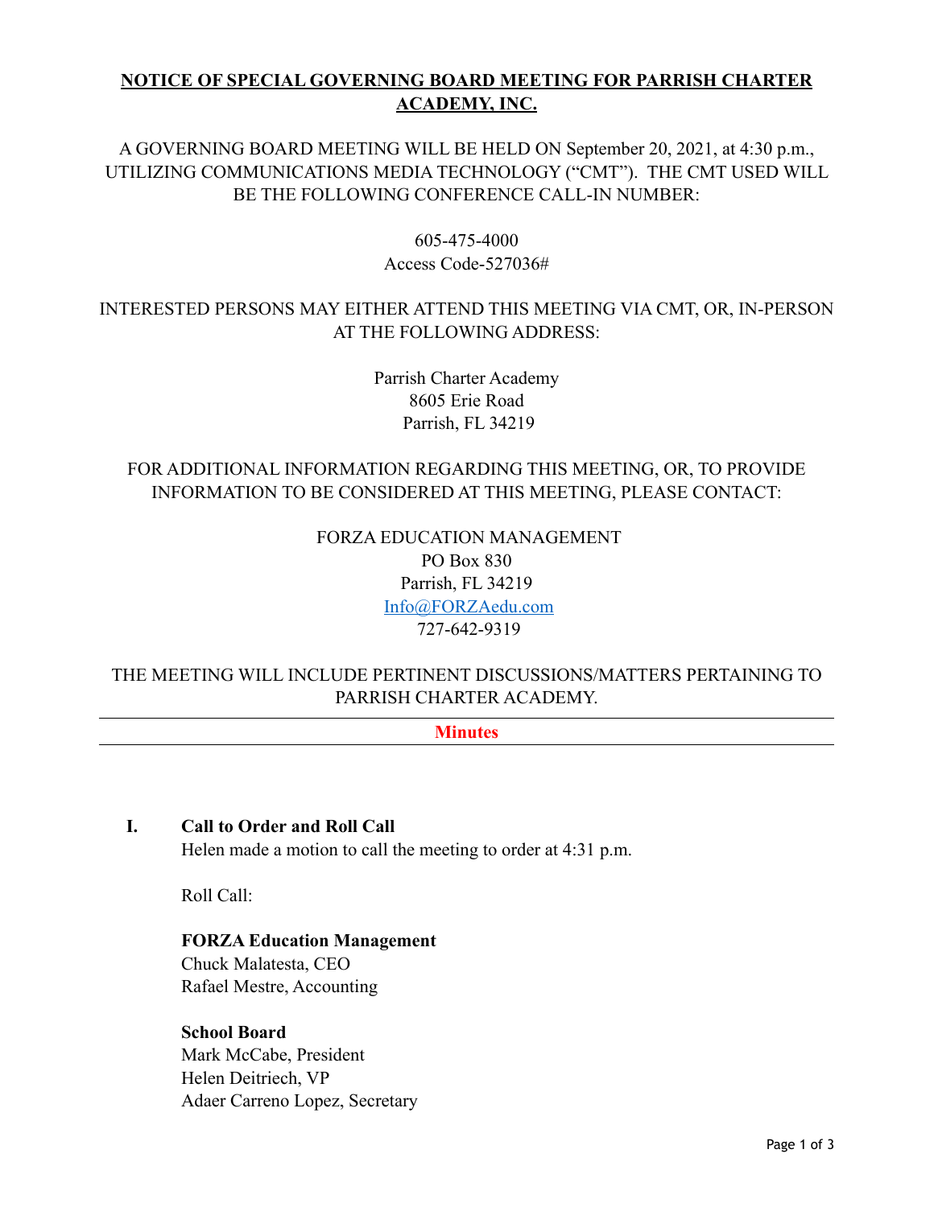# NOTICE OF SPECIAL GOVERNING BOARD MEETING FOR PARRISH CHARTER ACADEMY, INC.

A GOVERNING BOARD MEETING WILL BE HELD ON September 20, 2021, at 4:30 p.m., UTILIZING COMMUNICATIONS MEDIA TECHNOLOGY ("CMT"). THE CMT USED WILL BE THE FOLLOWING CONFERENCE CALL-IN NUMBER:

605-475-4000
Access Code-527036#

INTERESTED PERSONS MAY EITHER ATTEND THIS MEETING VIA CMT, OR, IN-PERSON AT THE FOLLOWING ADDRESS:

Parrish Charter Academy
8605 Erie Road
Parrish, FL 34219

FOR ADDITIONAL INFORMATION REGARDING THIS MEETING, OR, TO PROVIDE INFORMATION TO BE CONSIDERED AT THIS MEETING, PLEASE CONTACT:

FORZA EDUCATION MANAGEMENT
PO Box 830
Parrish, FL 34219
Info@FORZAedu.com
727-642-9319

THE MEETING WILL INCLUDE PERTINENT DISCUSSIONS/MATTERS PERTAINING TO PARRISH CHARTER ACADEMY.

---

## Minutes

---

**I. Call to Order and Roll Call**

Helen made a motion to call the meeting to order at 4:31 p.m.

Roll Call:

**FORZA Education Management**
Chuck Malatesta, CEO
Rafael Mestre, Accounting

**School Board**
Mark McCabe, President
Helen Deitriech, VP
Adaer Carreno Lopez, Secretary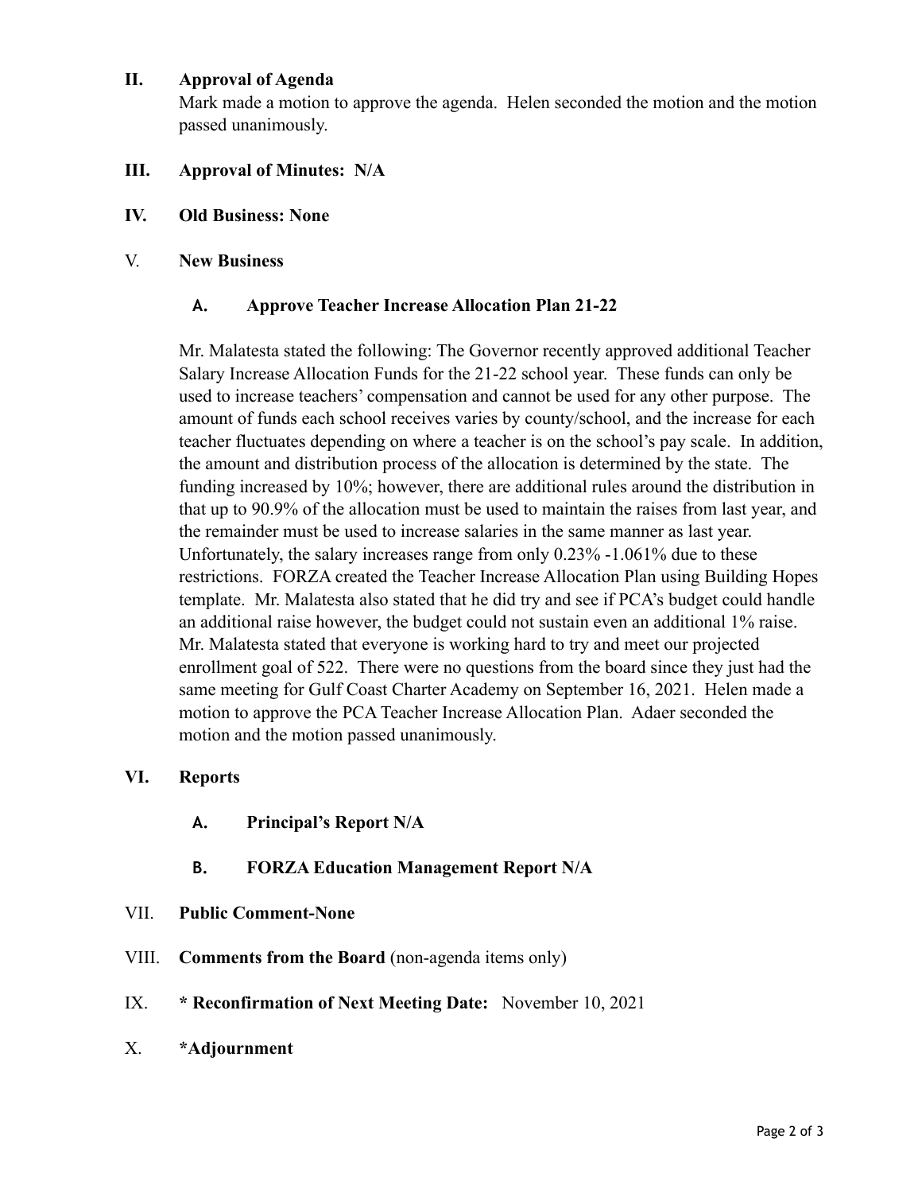## II. Approval of Agenda

Mark made a motion to approve the agenda. Helen seconded the motion and the motion passed unanimously.

## III. Approval of Minutes: N/A

## IV. Old Business: None

## V. New Business

### A. Approve Teacher Increase Allocation Plan 21-22

Mr. Malatesta stated the following: The Governor recently approved additional Teacher Salary Increase Allocation Funds for the 21-22 school year. These funds can only be used to increase teachers' compensation and cannot be used for any other purpose. The amount of funds each school receives varies by county/school, and the increase for each teacher fluctuates depending on where a teacher is on the school's pay scale. In addition, the amount and distribution process of the allocation is determined by the state. The funding increased by 10%; however, there are additional rules around the distribution in that up to 90.9% of the allocation must be used to maintain the raises from last year, and the remainder must be used to increase salaries in the same manner as last year. Unfortunately, the salary increases range from only 0.23% -1.061% due to these restrictions. FORZA created the Teacher Increase Allocation Plan using Building Hopes template. Mr. Malatesta also stated that he did try and see if PCA's budget could handle an additional raise however, the budget could not sustain even an additional 1% raise. Mr. Malatesta stated that everyone is working hard to try and meet our projected enrollment goal of 522. There were no questions from the board since they just had the same meeting for Gulf Coast Charter Academy on September 16, 2021. Helen made a motion to approve the PCA Teacher Increase Allocation Plan. Adaer seconded the motion and the motion passed unanimously.

## VI. Reports

### A. Principal's Report N/A

### B. FORZA Education Management Report N/A

## VII. Public Comment-None

## VIII. Comments from the Board (non-agenda items only)

## IX. * Reconfirmation of Next Meeting Date: November 10, 2021

## X. *Adjournment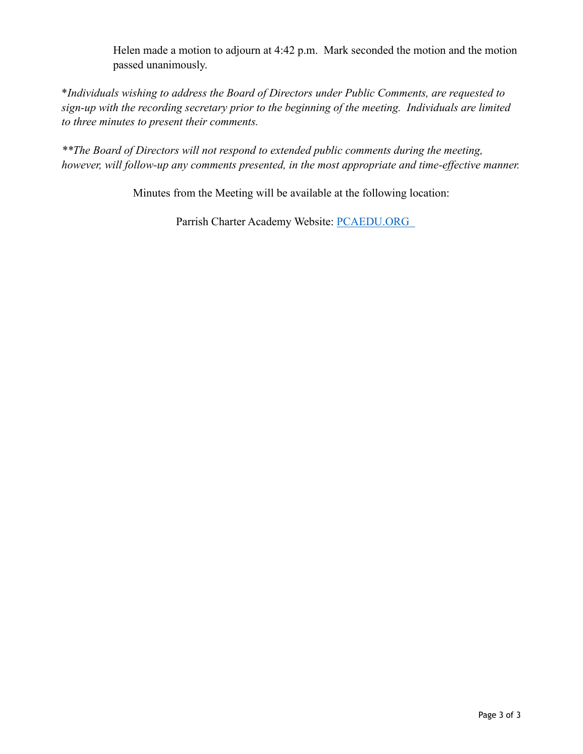Helen made a motion to adjourn at 4:42 p.m. Mark seconded the motion and the motion passed unanimously.

*Individuals wishing to address the Board of Directors under Public Comments, are requested to sign-up with the recording secretary prior to the beginning of the meeting. Individuals are limited to three minutes to present their comments.*

***The Board of Directors will not respond to extended public comments during the meeting, however, will follow-up any comments presented, in the most appropriate and time-effective manner.*

Minutes from the Meeting will be available at the following location:

Parrish Charter Academy Website: [PCAEDU.ORG](PCAEDU.ORG)